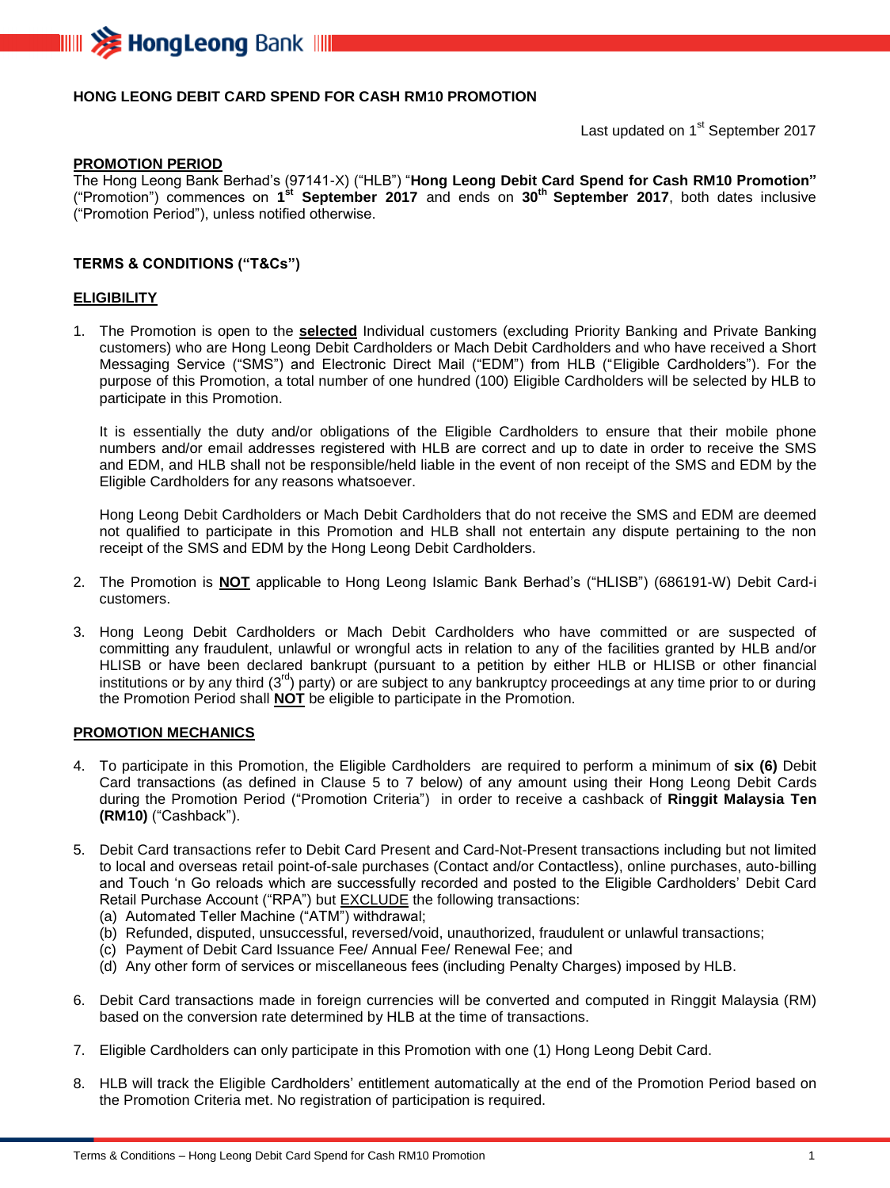# HONG LEONG DEBIT CARD SPEND FOR CASH RM10 PROMOTION

Last updated on 1st September 2017

## PROMOTION PERIOD

The Hong Leong Bank Berhad's (97141-X) ("HLB") "**Hong Leong Debit Card Spend for Cash RM10 Promotion"** ("Promotion") commences on **1st September 2017** and ends on **30th September 2017**, both dates inclusive ("Promotion Period"), unless notified otherwise.

## TERMS & CONDITIONS ("T&Cs")

## ELIGIBILITY

1. The Promotion is open to the **selected** Individual customers (excluding Priority Banking and Private Banking customers) who are Hong Leong Debit Cardholders or Mach Debit Cardholders and who have received a Short Messaging Service ("SMS") and Electronic Direct Mail ("EDM") from HLB ("Eligible Cardholders"). For the purpose of this Promotion, a total number of one hundred (100) Eligible Cardholders will be selected by HLB to participate in this Promotion.

   It is essentially the duty and/or obligations of the Eligible Cardholders to ensure that their mobile phone numbers and/or email addresses registered with HLB are correct and up to date in order to receive the SMS and EDM, and HLB shall not be responsible/held liable in the event of non receipt of the SMS and EDM by the Eligible Cardholders for any reasons whatsoever.

   Hong Leong Debit Cardholders or Mach Debit Cardholders that do not receive the SMS and EDM are deemed not qualified to participate in this Promotion and HLB shall not entertain any dispute pertaining to the non receipt of the SMS and EDM by the Hong Leong Debit Cardholders.

2. The Promotion is **NOT** applicable to Hong Leong Islamic Bank Berhad's ("HLISB") (686191-W) Debit Card-i customers.

3. Hong Leong Debit Cardholders or Mach Debit Cardholders who have committed or are suspected of committing any fraudulent, unlawful or wrongful acts in relation to any of the facilities granted by HLB and/or HLISB or have been declared bankrupt (pursuant to a petition by either HLB or HLISB or other financial institutions or by any third (3rd) party) or are subject to any bankruptcy proceedings at any time prior to or during the Promotion Period shall **NOT** be eligible to participate in the Promotion.

## PROMOTION MECHANICS

4. To participate in this Promotion, the Eligible Cardholders are required to perform a minimum of **six (6)** Debit Card transactions (as defined in Clause 5 to 7 below) of any amount using their Hong Leong Debit Cards during the Promotion Period ("Promotion Criteria") in order to receive a cashback of **Ringgit Malaysia Ten (RM10)** ("Cashback").

5. Debit Card transactions refer to Debit Card Present and Card-Not-Present transactions including but not limited to local and overseas retail point-of-sale purchases (Contact and/or Contactless), online purchases, auto-billing and Touch 'n Go reloads which are successfully recorded and posted to the Eligible Cardholders' Debit Card Retail Purchase Account ("RPA") but EXCLUDE the following transactions:
   (a) Automated Teller Machine ("ATM") withdrawal;
   (b) Refunded, disputed, unsuccessful, reversed/void, unauthorized, fraudulent or unlawful transactions;
   (c) Payment of Debit Card Issuance Fee/ Annual Fee/ Renewal Fee; and
   (d) Any other form of services or miscellaneous fees (including Penalty Charges) imposed by HLB.

6. Debit Card transactions made in foreign currencies will be converted and computed in Ringgit Malaysia (RM) based on the conversion rate determined by HLB at the time of transactions.

7. Eligible Cardholders can only participate in this Promotion with one (1) Hong Leong Debit Card.

8. HLB will track the Eligible Cardholders' entitlement automatically at the end of the Promotion Period based on the Promotion Criteria met. No registration of participation is required.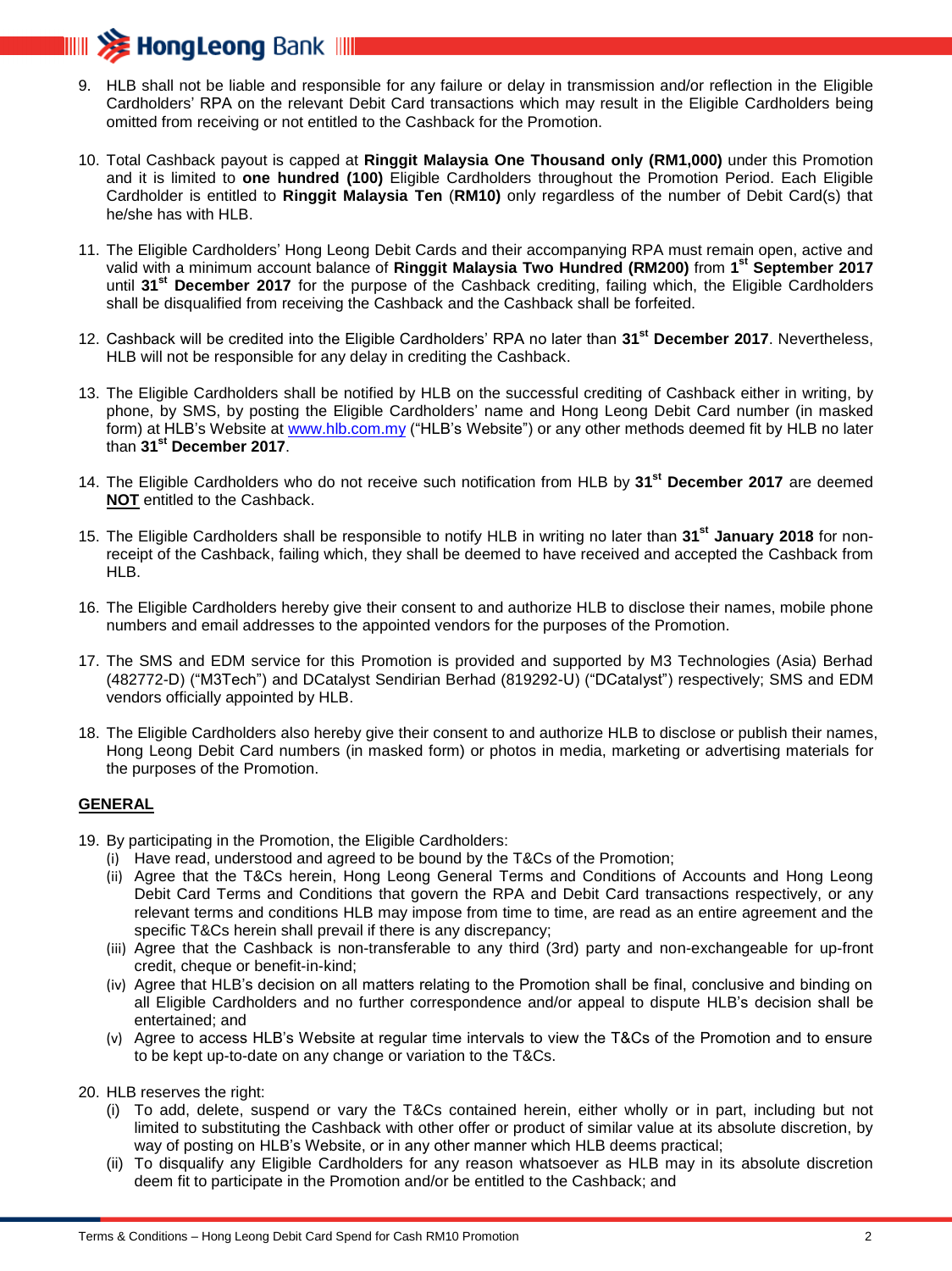9. HLB shall not be liable and responsible for any failure or delay in transmission and/or reflection in the Eligible Cardholders' RPA on the relevant Debit Card transactions which may result in the Eligible Cardholders being omitted from receiving or not entitled to the Cashback for the Promotion.

10. Total Cashback payout is capped at **Ringgit Malaysia One Thousand only (RM1,000)** under this Promotion and it is limited to **one hundred (100)** Eligible Cardholders throughout the Promotion Period. Each Eligible Cardholder is entitled to **Ringgit Malaysia Ten** (**RM10)** only regardless of the number of Debit Card(s) that he/she has with HLB.

11. The Eligible Cardholders' Hong Leong Debit Cards and their accompanying RPA must remain open, active and valid with a minimum account balance of **Ringgit Malaysia Two Hundred (RM200)** from **1st September 2017** until **31st December 2017** for the purpose of the Cashback crediting, failing which, the Eligible Cardholders shall be disqualified from receiving the Cashback and the Cashback shall be forfeited.

12. Cashback will be credited into the Eligible Cardholders' RPA no later than **31st December 2017**. Nevertheless, HLB will not be responsible for any delay in crediting the Cashback.

13. The Eligible Cardholders shall be notified by HLB on the successful crediting of Cashback either in writing, by phone, by SMS, by posting the Eligible Cardholders' name and Hong Leong Debit Card number (in masked form) at HLB's Website at www.hlb.com.my ("HLB's Website") or any other methods deemed fit by HLB no later than **31st December 2017**.

14. The Eligible Cardholders who do not receive such notification from HLB by **31st December 2017** are deemed **NOT** entitled to the Cashback.

15. The Eligible Cardholders shall be responsible to notify HLB in writing no later than **31st January 2018** for non-receipt of the Cashback, failing which, they shall be deemed to have received and accepted the Cashback from HLB.

16. The Eligible Cardholders hereby give their consent to and authorize HLB to disclose their names, mobile phone numbers and email addresses to the appointed vendors for the purposes of the Promotion.

17. The SMS and EDM service for this Promotion is provided and supported by M3 Technologies (Asia) Berhad (482772-D) ("M3Tech") and DCatalyst Sendirian Berhad (819292-U) ("DCatalyst") respectively; SMS and EDM vendors officially appointed by HLB.

18. The Eligible Cardholders also hereby give their consent to and authorize HLB to disclose or publish their names, Hong Leong Debit Card numbers (in masked form) or photos in media, marketing or advertising materials for the purposes of the Promotion.

## GENERAL

19. By participating in the Promotion, the Eligible Cardholders:
    (i) Have read, understood and agreed to be bound by the T&Cs of the Promotion;
    (ii) Agree that the T&Cs herein, Hong Leong General Terms and Conditions of Accounts and Hong Leong Debit Card Terms and Conditions that govern the RPA and Debit Card transactions respectively, or any relevant terms and conditions HLB may impose from time to time, are read as an entire agreement and the specific T&Cs herein shall prevail if there is any discrepancy;
    (iii) Agree that the Cashback is non-transferable to any third (3rd) party and non-exchangeable for up-front credit, cheque or benefit-in-kind;
    (iv) Agree that HLB's decision on all matters relating to the Promotion shall be final, conclusive and binding on all Eligible Cardholders and no further correspondence and/or appeal to dispute HLB's decision shall be entertained; and
    (v) Agree to access HLB's Website at regular time intervals to view the T&Cs of the Promotion and to ensure to be kept up-to-date on any change or variation to the T&Cs.

20. HLB reserves the right:
    (i) To add, delete, suspend or vary the T&Cs contained herein, either wholly or in part, including but not limited to substituting the Cashback with other offer or product of similar value at its absolute discretion, by way of posting on HLB's Website, or in any other manner which HLB deems practical;
    (ii) To disqualify any Eligible Cardholders for any reason whatsoever as HLB may in its absolute discretion deem fit to participate in the Promotion and/or be entitled to the Cashback; and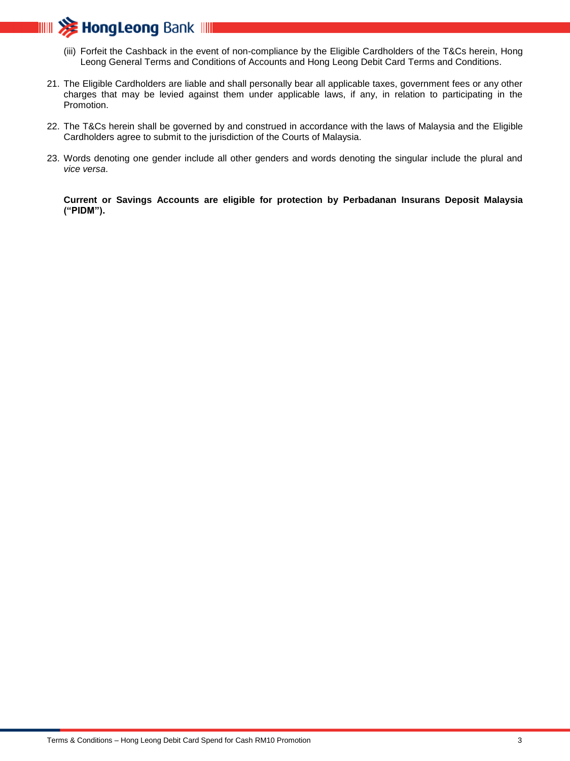(iii) Forfeit the Cashback in the event of non-compliance by the Eligible Cardholders of the T&Cs herein, Hong Leong General Terms and Conditions of Accounts and Hong Leong Debit Card Terms and Conditions.

21. The Eligible Cardholders are liable and shall personally bear all applicable taxes, government fees or any other charges that may be levied against them under applicable laws, if any, in relation to participating in the Promotion.

22. The T&Cs herein shall be governed by and construed in accordance with the laws of Malaysia and the Eligible Cardholders agree to submit to the jurisdiction of the Courts of Malaysia.

23. Words denoting one gender include all other genders and words denoting the singular include the plural and *vice versa*.

**Current or Savings Accounts are eligible for protection by Perbadanan Insurans Deposit Malaysia ("PIDM").**